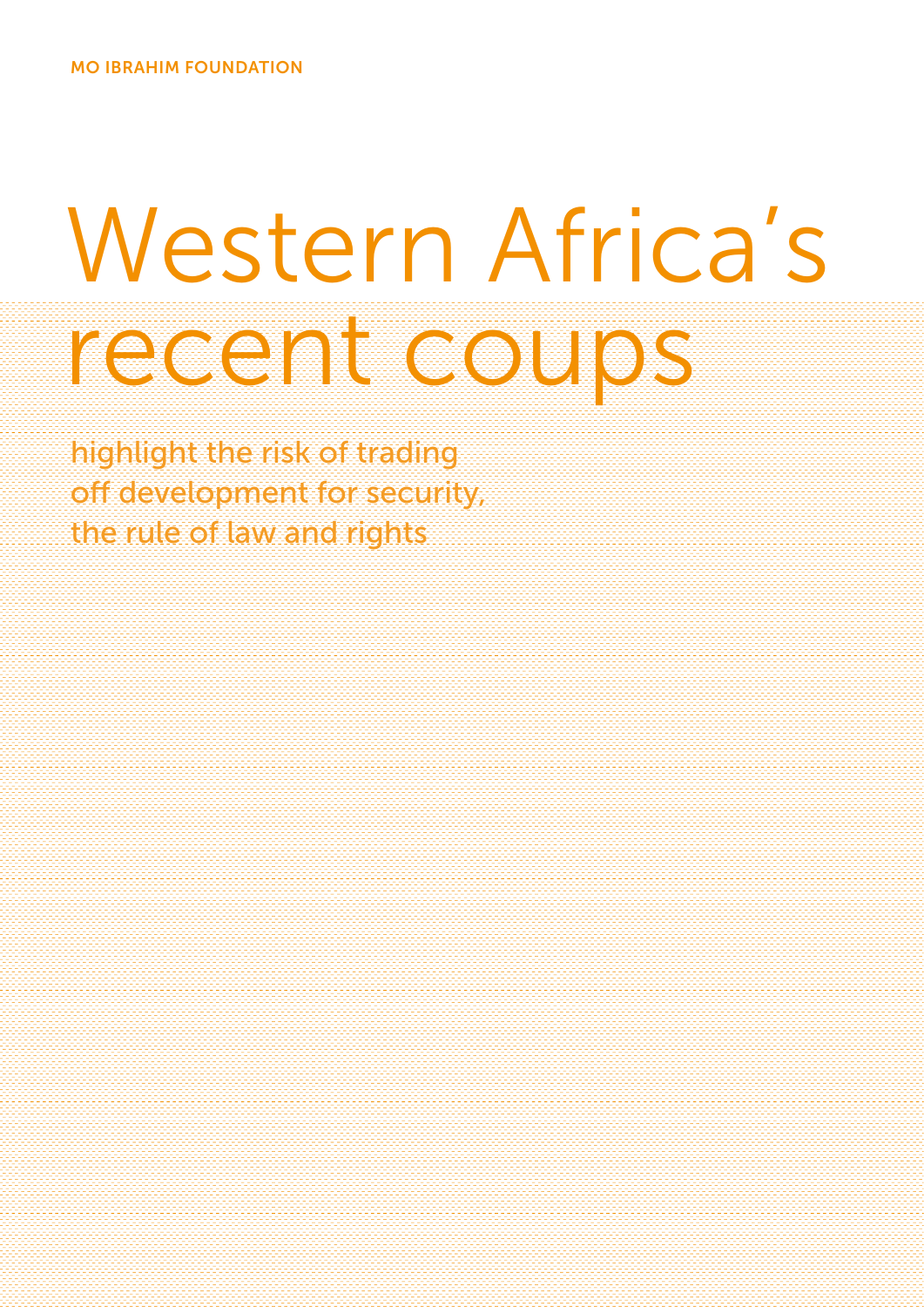MO IBRAHIM FOUNDATION

# Western Africa's recent coups

highlight the risk of trading off development for security, the rule of law and rights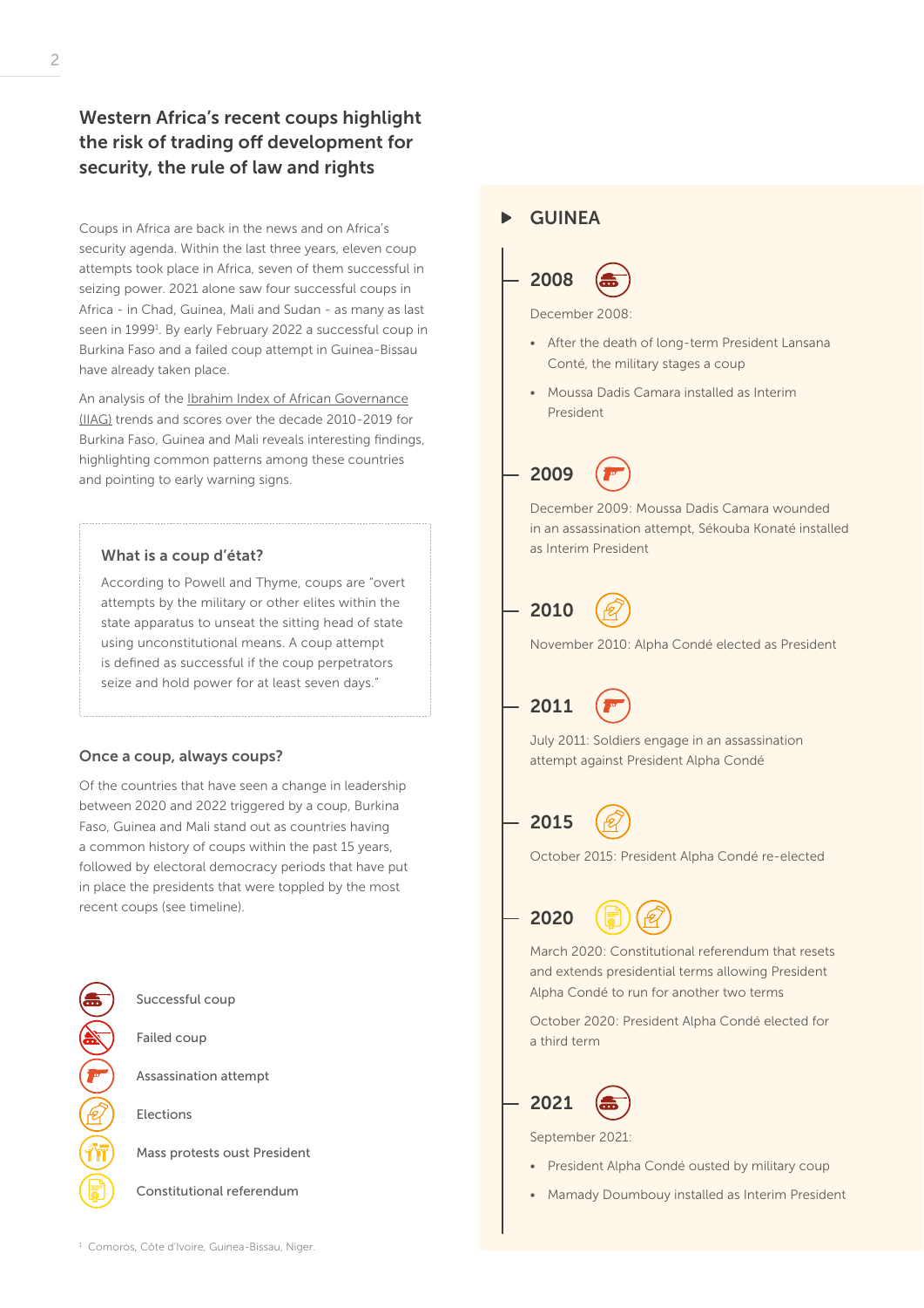## Western Africa's recent coups highlight the risk of trading off development for security, the rule of law and rights

Coups in Africa are back in the news and on Africa's security agenda. Within the last three years, eleven coup attempts took place in Africa, seven of them successful in seizing power. 2021 alone saw four successful coups in Africa - in Chad, Guinea, Mali and Sudan - as many as last seen in 1999[1]. By early February 2022 a successful coup in Burkina Faso and a failed coup attempt in Guinea-Bissau have already taken place.

An analysis of the Ibrahim Index of African Governance (IIAG) trends and scores over the decade 2010-2019 for Burkina Faso, Guinea and Mali reveals interesting findings, highlighting common patterns among these countries and pointing to early warning signs.

### What is a coup d'état?

According to Powell and Thyme, coups are "overt attempts by the military or other elites within the state apparatus to unseat the sitting head of state using unconstitutional means. A coup attempt is defined as successful if the coup perpetrators seize and hold power for at least seven days."

### Once a coup, always coups?

Of the countries that have seen a change in leadership between 2020 and 2022 triggered by a coup, Burkina Faso, Guinea and Mali stand out as countries having a common history of coups within the past 15 years, followed by electoral democracy periods that have put in place the presidents that were toppled by the most recent coups (see timeline).

- Successful coup
- Failed coup
- Assassination attempt
- Elections
- Mass protests oust President
- Constitutional referendum

### GUINEA

**2008**

December 2008:

- After the death of long-term President Lansana Conté, the military stages a coup
- Moussa Dadis Camara installed as Interim President

**2009**

December 2009: Moussa Dadis Camara wounded in an assassination attempt, Sékouba Konaté installed as Interim President

**2010**

November 2010: Alpha Condé elected as President

**2011**

July 2011: Soldiers engage in an assassination attempt against President Alpha Condé

**2015**

October 2015: President Alpha Condé re-elected

**2020**

March 2020: Constitutional referendum that resets and extends presidential terms allowing President Alpha Condé to run for another two terms

October 2020: President Alpha Condé elected for a third term

**2021**

September 2021:

- President Alpha Condé ousted by military coup
- Mamady Doumbouy installed as Interim President

[1] Comoros, Côte d'Ivoire, Guinea-Bissau, Niger.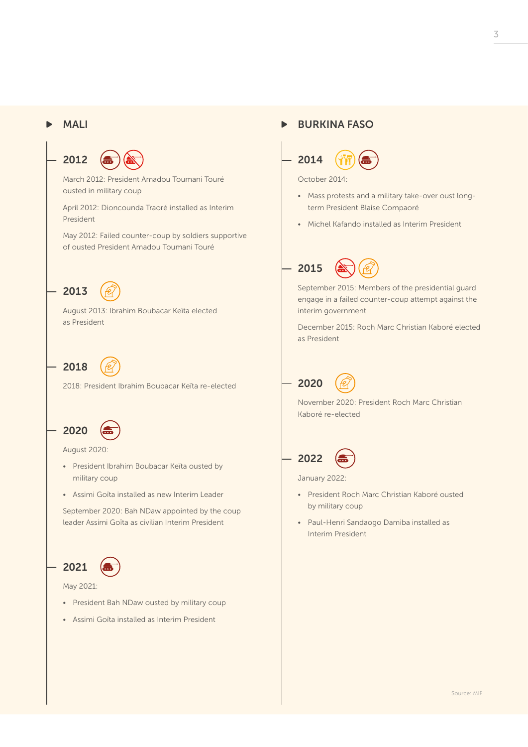## MALI

### 2012

March 2012: President Amadou Toumani Touré ousted in military coup

April 2012: Dioncounda Traoré installed as Interim President

May 2012: Failed counter-coup by soldiers supportive of ousted President Amadou Toumani Touré

### 2013

August 2013: Ibrahim Boubacar Keïta elected as President

### 2018

2018: President Ibrahim Boubacar Keïta re-elected

### 2020

August 2020:

- President Ibrahim Boubacar Keïta ousted by military coup
- Assimi Goïta installed as new Interim Leader

September 2020: Bah NDaw appointed by the coup leader Assimi Goïta as civilian Interim President

### 2021

May 2021:

- President Bah NDaw ousted by military coup
- Assimi Goïta installed as Interim President

## BURKINA FASO

### 2014

October 2014:

- Mass protests and a military take-over oust long-term President Blaise Compaoré
- Michel Kafando installed as Interim President

### 2015

September 2015: Members of the presidential guard engage in a failed counter-coup attempt against the interim government

December 2015: Roch Marc Christian Kaboré elected as President

### 2020

November 2020: President Roch Marc Christian Kaboré re-elected

### 2022

January 2022:

- President Roch Marc Christian Kaboré ousted by military coup
- Paul-Henri Sandaogo Damiba installed as Interim President

Source: MIF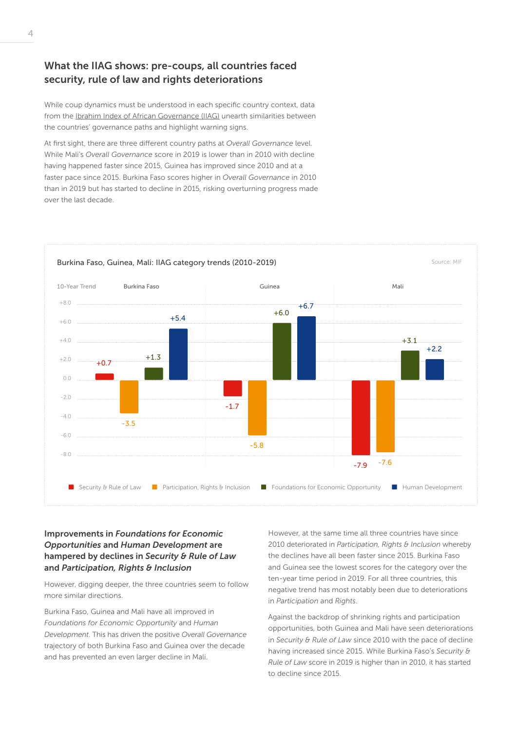## What the IIAG shows: pre-coups, all countries faced security, rule of law and rights deteriorations

While coup dynamics must be understood in each specific country context, data from the Ibrahim Index of African Governance (IIAG) unearth similarities between the countries' governance paths and highlight warning signs.

At first sight, there are three different country paths at *Overall Governance* level. While Mali's *Overall Governance* score in 2019 is lower than in 2010 with decline having happened faster since 2015, Guinea has improved since 2010 and at a faster pace since 2015. Burkina Faso scores higher in *Overall Governance* in 2010 than in 2019 but has started to decline in 2015, risking overturning progress made over the last decade.

Burkina Faso, Guinea, Mali: IIAG category trends (2010-2019)

Source: MIF

10-Year Trend

Burkina Faso: +0.7, -3.5, +1.3, +5.4

Guinea: -1.7, -5.8, +6.0, +6.7

Mali: -7.9, -7.6, +3.1, +2.2

+8.0, +6.0, +4.0, +2.0, 0.0, -2.0, -4.0, -6.0, -8.0

Security & Rule of Law | Participation, Rights & Inclusion | Foundations for Economic Opportunity | Human Development

### Improvements in *Foundations for Economic Opportunities* and *Human Development* are hampered by declines in *Security & Rule of Law* and *Participation, Rights & Inclusion*

However, digging deeper, the three countries seem to follow more similar directions.

Burkina Faso, Guinea and Mali have all improved in *Foundations for Economic Opportunity* and *Human Development*. This has driven the positive *Overall Governance* trajectory of both Burkina Faso and Guinea over the decade and has prevented an even larger decline in Mali.

However, at the same time all three countries have since 2010 deteriorated in *Participation, Rights & Inclusion* whereby the declines have all been faster since 2015. Burkina Faso and Guinea see the lowest scores for the category over the ten-year time period in 2019. For all three countries, this negative trend has most notably been due to deteriorations in *Participation* and *Rights*.

Against the backdrop of shrinking rights and participation opportunities, both Guinea and Mali have seen deteriorations in *Security & Rule of Law* since 2010 with the pace of decline having increased since 2015. While Burkina Faso's *Security & Rule of Law* score in 2019 is higher than in 2010, it has started to decline since 2015.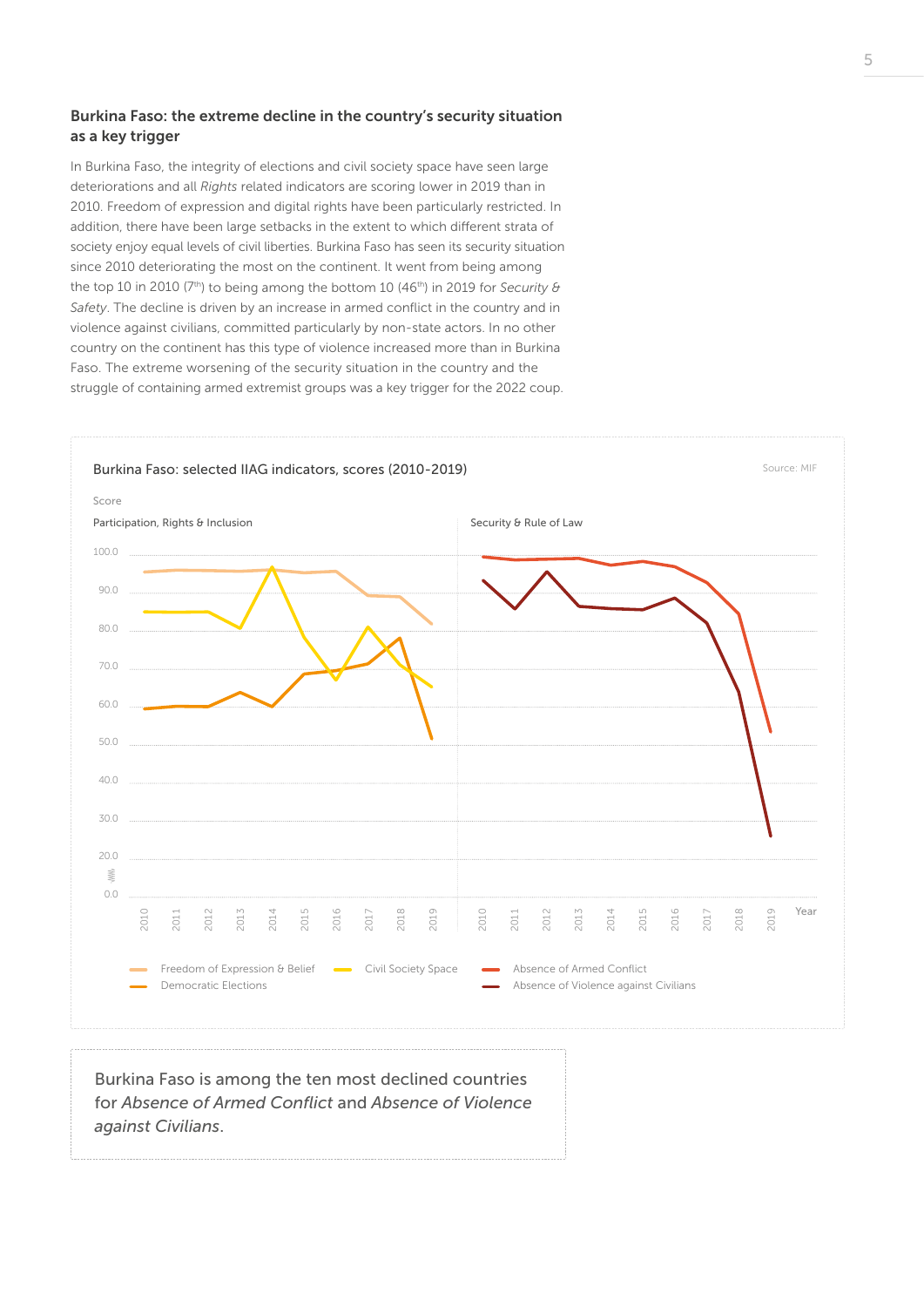### Burkina Faso: the extreme decline in the country's security situation as a key trigger

In Burkina Faso, the integrity of elections and civil society space have seen large deteriorations and all *Rights* related indicators are scoring lower in 2019 than in 2010. Freedom of expression and digital rights have been particularly restricted. In addition, there have been large setbacks in the extent to which different strata of society enjoy equal levels of civil liberties. Burkina Faso has seen its security situation since 2010 deteriorating the most on the continent. It went from being among the top 10 in 2010 (7th) to being among the bottom 10 (46th) in 2019 for *Security & Safety*. The decline is driven by an increase in armed conflict in the country and in violence against civilians, committed particularly by non-state actors. In no other country on the continent has this type of violence increased more than in Burkina Faso. The extreme worsening of the security situation in the country and the struggle of containing armed extremist groups was a key trigger for the 2022 coup.

Burkina Faso: selected IIAG indicators, scores (2010-2019)

Source: MIF

Score

Participation, Rights & Inclusion

Security & Rule of Law

100.0
90.0
80.0
70.0
60.0
50.0
40.0
30.0
20.0
0.0

2010 2011 2012 2013 2014 2015 2016 2017 2018 2019

2010 2011 2012 2013 2014 2015 2016 2017 2018 2019

Year

Freedom of Expression & Belief

Civil Society Space

Absence of Armed Conflict

Democratic Elections

Absence of Violence against Civilians

Burkina Faso is among the ten most declined countries for *Absence of Armed Conflict* and *Absence of Violence against Civilians*.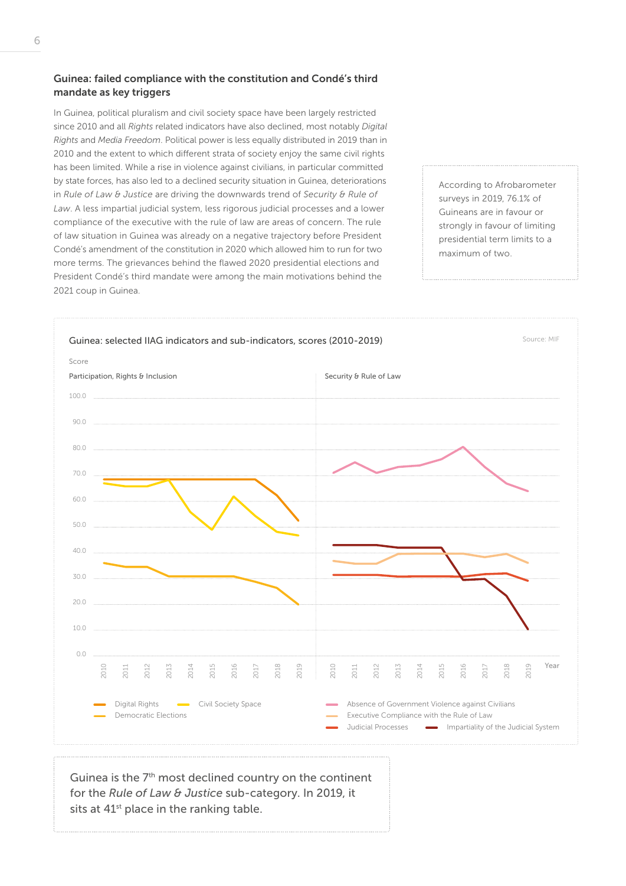### Guinea: failed compliance with the constitution and Condé's third mandate as key triggers

In Guinea, political pluralism and civil society space have been largely restricted since 2010 and all *Rights* related indicators have also declined, most notably *Digital Rights* and *Media Freedom*. Political power is less equally distributed in 2019 than in 2010 and the extent to which different strata of society enjoy the same civil rights has been limited. While a rise in violence against civilians, in particular committed by state forces, has also led to a declined security situation in Guinea, deteriorations in *Rule of Law & Justice* are driving the downwards trend of *Security & Rule of Law*. A less impartial judicial system, less rigorous judicial processes and a lower compliance of the executive with the rule of law are areas of concern. The rule of law situation in Guinea was already on a negative trajectory before President Condé's amendment of the constitution in 2020 which allowed him to run for two more terms. The grievances behind the flawed 2020 presidential elections and President Condé's third mandate were among the main motivations behind the 2021 coup in Guinea.

According to Afrobarometer surveys in 2019, 76.1% of Guineans are in favour or strongly in favour of limiting presidential term limits to a maximum of two.

Guinea: selected IIAG indicators and sub-indicators, scores (2010-2019)

Source: MIF

Score

Participation, Rights & Inclusion

Security & Rule of Law

100.0
90.0
80.0
70.0
60.0
50.0
40.0
30.0
20.0
10.0
0.0

2010 2011 2012 2013 2014 2015 2016 2017 2018 2019

2010 2011 2012 2013 2014 2015 2016 2017 2018 2019

Year

Digital Rights
Civil Society Space
Democratic Elections

Absence of Government Violence against Civilians
Executive Compliance with the Rule of Law
Judicial Processes
Impartiality of the Judicial System

Guinea is the 7th most declined country on the continent for the *Rule of Law & Justice* sub-category. In 2019, it sits at 41st place in the ranking table.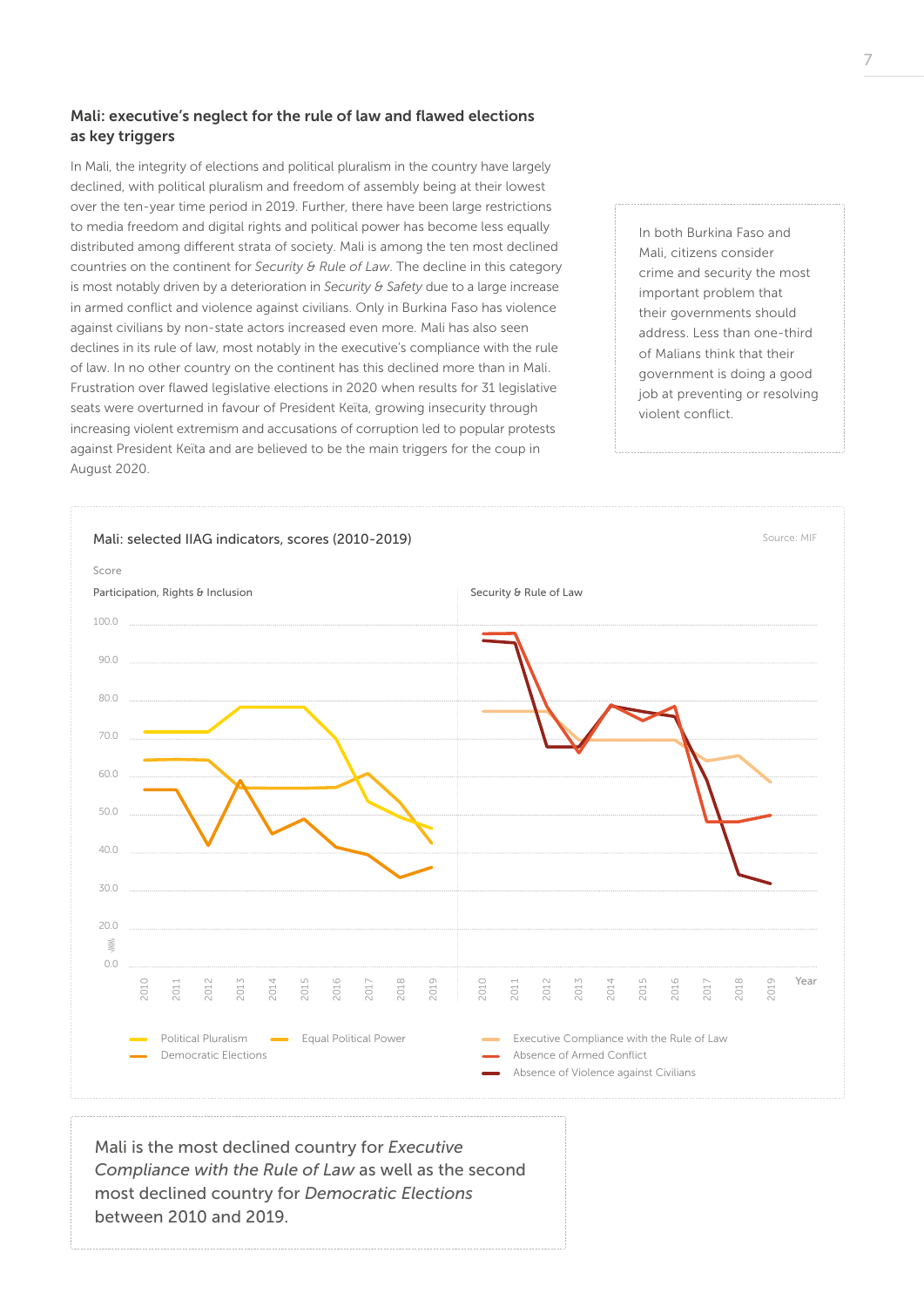## Mali: executive's neglect for the rule of law and flawed elections as key triggers

In Mali, the integrity of elections and political pluralism in the country have largely declined, with political pluralism and freedom of assembly being at their lowest over the ten-year time period in 2019. Further, there have been large restrictions to media freedom and digital rights and political power has become less equally distributed among different strata of society. Mali is among the ten most declined countries on the continent for *Security & Rule of Law*. The decline in this category is most notably driven by a deterioration in *Security & Safety* due to a large increase in armed conflict and violence against civilians. Only in Burkina Faso has violence against civilians by non-state actors increased even more. Mali has also seen declines in its rule of law, most notably in the executive's compliance with the rule of law. In no other country on the continent has this declined more than in Mali. Frustration over flawed legislative elections in 2020 when results for 31 legislative seats were overturned in favour of President Keïta, growing insecurity through increasing violent extremism and accusations of corruption led to popular protests against President Keïta and are believed to be the main triggers for the coup in August 2020.

In both Burkina Faso and Mali, citizens consider crime and security the most important problem that their governments should address. Less than one-third of Malians think that their government is doing a good job at preventing or resolving violent conflict.

Mali: selected IIAG indicators, scores (2010-2019)

Source: MIF

Score

Participation, Rights & Inclusion

Security & Rule of Law

100.0
90.0
80.0
70.0
60.0
50.0
40.0
30.0
20.0
0.0

2010 2011 2012 2013 2014 2015 2016 2017 2018 2019

2010 2011 2012 2013 2014 2015 2016 2017 2018 2019

Year

Political Pluralism
Equal Political Power
Democratic Elections

Executive Compliance with the Rule of Law
Absence of Armed Conflict
Absence of Violence against Civilians

Mali is the most declined country for *Executive Compliance with the Rule of Law* as well as the second most declined country for *Democratic Elections* between 2010 and 2019.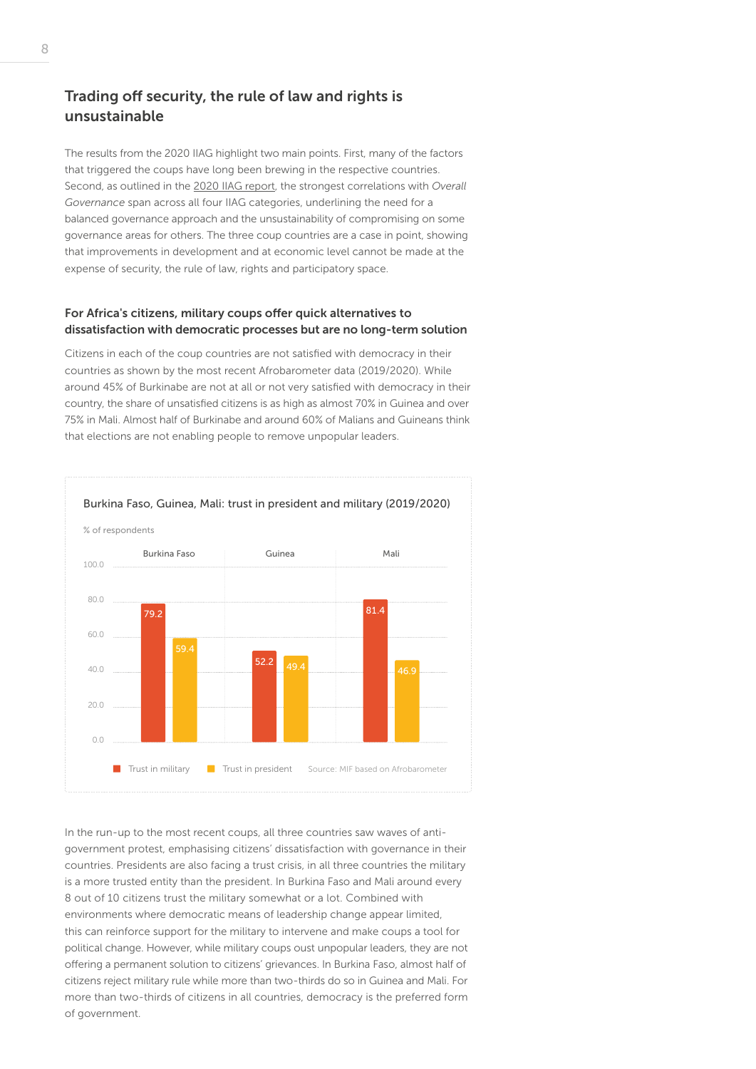## Trading off security, the rule of law and rights is unsustainable

The results from the 2020 IIAG highlight two main points. First, many of the factors that triggered the coups have long been brewing in the respective countries. Second, as outlined in the 2020 IIAG report, the strongest correlations with *Overall Governance* span across all four IIAG categories, underlining the need for a balanced governance approach and the unsustainability of compromising on some governance areas for others. The three coup countries are a case in point, showing that improvements in development and at economic level cannot be made at the expense of security, the rule of law, rights and participatory space.

### For Africa's citizens, military coups offer quick alternatives to dissatisfaction with democratic processes but are no long-term solution

Citizens in each of the coup countries are not satisfied with democracy in their countries as shown by the most recent Afrobarometer data (2019/2020). While around 45% of Burkinabe are not at all or not very satisfied with democracy in their country, the share of unsatisfied citizens is as high as almost 70% in Guinea and over 75% in Mali. Almost half of Burkinabe and around 60% of Malians and Guineans think that elections are not enabling people to remove unpopular leaders.

Burkina Faso, Guinea, Mali: trust in president and military (2019/2020)

% of respondents

Burkina Faso
Guinea
Mali

100.0
80.0
60.0
40.0
20.0
0.0

79.2
59.4
52.2
49.4
81.4
46.9

Trust in military
Trust in president
Source: MIF based on Afrobarometer

In the run-up to the most recent coups, all three countries saw waves of anti-government protest, emphasising citizens' dissatisfaction with governance in their countries. Presidents are also facing a trust crisis, in all three countries the military is a more trusted entity than the president. In Burkina Faso and Mali around every 8 out of 10 citizens trust the military somewhat or a lot. Combined with environments where democratic means of leadership change appear limited, this can reinforce support for the military to intervene and make coups a tool for political change. However, while military coups oust unpopular leaders, they are not offering a permanent solution to citizens' grievances. In Burkina Faso, almost half of citizens reject military rule while more than two-thirds do so in Guinea and Mali. For more than two-thirds of citizens in all countries, democracy is the preferred form of government.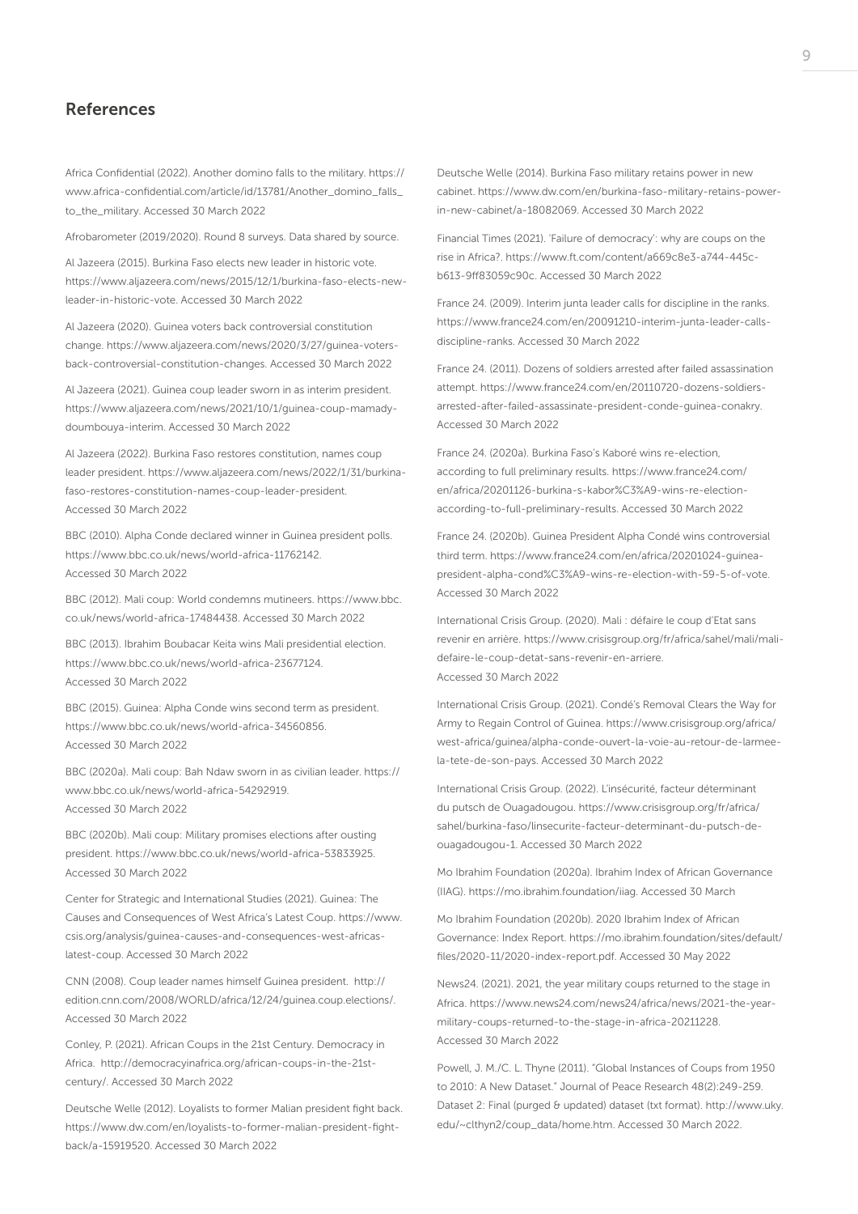## References

Africa Confidential (2022). Another domino falls to the military. https://www.africa-confidential.com/article/id/13781/Another_domino_falls_to_the_military. Accessed 30 March 2022

Afrobarometer (2019/2020). Round 8 surveys. Data shared by source.

Al Jazeera (2015). Burkina Faso elects new leader in historic vote. https://www.aljazeera.com/news/2015/12/1/burkina-faso-elects-new-leader-in-historic-vote. Accessed 30 March 2022

Al Jazeera (2020). Guinea voters back controversial constitution change. https://www.aljazeera.com/news/2020/3/27/guinea-voters-back-controversial-constitution-changes. Accessed 30 March 2022

Al Jazeera (2021). Guinea coup leader sworn in as interim president. https://www.aljazeera.com/news/2021/10/1/guinea-coup-mamady-doumbouya-interim. Accessed 30 March 2022

Al Jazeera (2022). Burkina Faso restores constitution, names coup leader president. https://www.aljazeera.com/news/2022/1/31/burkina-faso-restores-constitution-names-coup-leader-president. Accessed 30 March 2022

BBC (2010). Alpha Conde declared winner in Guinea president polls. https://www.bbc.co.uk/news/world-africa-11762142. Accessed 30 March 2022

BBC (2012). Mali coup: World condemns mutineers. https://www.bbc.co.uk/news/world-africa-17484438. Accessed 30 March 2022

BBC (2013). Ibrahim Boubacar Keita wins Mali presidential election. https://www.bbc.co.uk/news/world-africa-23677124. Accessed 30 March 2022

BBC (2015). Guinea: Alpha Conde wins second term as president. https://www.bbc.co.uk/news/world-africa-34560856. Accessed 30 March 2022

BBC (2020a). Mali coup: Bah Ndaw sworn in as civilian leader. https://www.bbc.co.uk/news/world-africa-54292919. Accessed 30 March 2022

BBC (2020b). Mali coup: Military promises elections after ousting president. https://www.bbc.co.uk/news/world-africa-53833925. Accessed 30 March 2022

Center for Strategic and International Studies (2021). Guinea: The Causes and Consequences of West Africa's Latest Coup. https://www.csis.org/analysis/guinea-causes-and-consequences-west-africas-latest-coup. Accessed 30 March 2022

CNN (2008). Coup leader names himself Guinea president. http://edition.cnn.com/2008/WORLD/africa/12/24/guinea.coup.elections/. Accessed 30 March 2022

Conley, P. (2021). African Coups in the 21st Century. Democracy in Africa. http://democracyinafrica.org/african-coups-in-the-21st-century/. Accessed 30 March 2022

Deutsche Welle (2012). Loyalists to former Malian president fight back. https://www.dw.com/en/loyalists-to-former-malian-president-fight-back/a-15919520. Accessed 30 March 2022

Deutsche Welle (2014). Burkina Faso military retains power in new cabinet. https://www.dw.com/en/burkina-faso-military-retains-power-in-new-cabinet/a-18082069. Accessed 30 March 2022

Financial Times (2021). 'Failure of democracy': why are coups on the rise in Africa?. https://www.ft.com/content/a669c8e3-a744-445c-b613-9ff83059c90c. Accessed 30 March 2022

France 24. (2009). Interim junta leader calls for discipline in the ranks. https://www.france24.com/en/20091210-interim-junta-leader-calls-discipline-ranks. Accessed 30 March 2022

France 24. (2011). Dozens of soldiers arrested after failed assassination attempt. https://www.france24.com/en/20110720-dozens-soldiers-arrested-after-failed-assassinate-president-conde-guinea-conakry. Accessed 30 March 2022

France 24. (2020a). Burkina Faso's Kaboré wins re-election, according to full preliminary results. https://www.france24.com/en/africa/20201126-burkina-s-kabor%C3%A9-wins-re-election-according-to-full-preliminary-results. Accessed 30 March 2022

France 24. (2020b). Guinea President Alpha Condé wins controversial third term. https://www.france24.com/en/africa/20201024-guinea-president-alpha-cond%C3%A9-wins-re-election-with-59-5-of-vote. Accessed 30 March 2022

International Crisis Group. (2020). Mali : défaire le coup d'Etat sans revenir en arrière. https://www.crisisgroup.org/fr/africa/sahel/mali/mali-defaire-le-coup-detat-sans-revenir-en-arriere. Accessed 30 March 2022

International Crisis Group. (2021). Condé's Removal Clears the Way for Army to Regain Control of Guinea. https://www.crisisgroup.org/africa/west-africa/guinea/alpha-conde-ouvert-la-voie-au-retour-de-larmee-la-tete-de-son-pays. Accessed 30 March 2022

International Crisis Group. (2022). L'insécurité, facteur déterminant du putsch de Ouagadougou. https://www.crisisgroup.org/fr/africa/sahel/burkina-faso/linsecurite-facteur-determinant-du-putsch-de-ouagadougou-1. Accessed 30 March 2022

Mo Ibrahim Foundation (2020a). Ibrahim Index of African Governance (IIAG). https://mo.ibrahim.foundation/iiag. Accessed 30 March

Mo Ibrahim Foundation (2020b). 2020 Ibrahim Index of African Governance: Index Report. https://mo.ibrahim.foundation/sites/default/files/2020-11/2020-index-report.pdf. Accessed 30 May 2022

News24. (2021). 2021, the year military coups returned to the stage in Africa. https://www.news24.com/news24/africa/news/2021-the-year-military-coups-returned-to-the-stage-in-africa-20211228. Accessed 30 March 2022

Powell, J. M./C. L. Thyne (2011). "Global Instances of Coups from 1950 to 2010: A New Dataset." Journal of Peace Research 48(2):249-259. Dataset 2: Final (purged & updated) dataset (txt format). http://www.uky.edu/~clthyn2/coup_data/home.htm. Accessed 30 March 2022.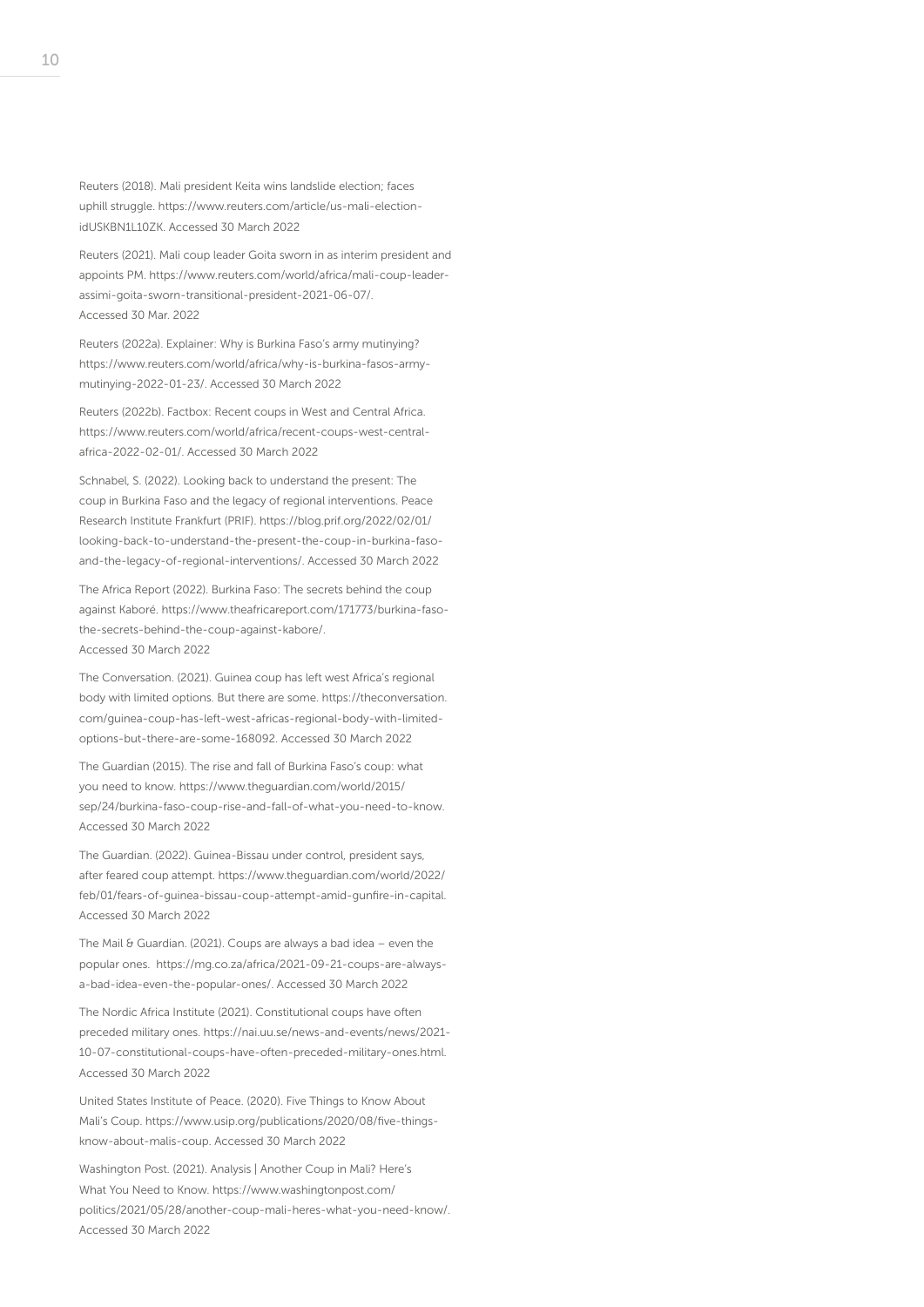Reuters (2018). Mali president Keita wins landslide election; faces uphill struggle. https://www.reuters.com/article/us-mali-election-idUSKBN1L10ZK. Accessed 30 March 2022

Reuters (2021). Mali coup leader Goita sworn in as interim president and appoints PM. https://www.reuters.com/world/africa/mali-coup-leader-assimi-goita-sworn-transitional-president-2021-06-07/. Accessed 30 Mar. 2022

Reuters (2022a). Explainer: Why is Burkina Faso's army mutinying? https://www.reuters.com/world/africa/why-is-burkina-fasos-army-mutinying-2022-01-23/. Accessed 30 March 2022

Reuters (2022b). Factbox: Recent coups in West and Central Africa. https://www.reuters.com/world/africa/recent-coups-west-central-africa-2022-02-01/. Accessed 30 March 2022

Schnabel, S. (2022). Looking back to understand the present: The coup in Burkina Faso and the legacy of regional interventions. Peace Research Institute Frankfurt (PRIF). https://blog.prif.org/2022/02/01/looking-back-to-understand-the-present-the-coup-in-burkina-faso-and-the-legacy-of-regional-interventions/. Accessed 30 March 2022

The Africa Report (2022). Burkina Faso: The secrets behind the coup against Kaboré. https://www.theafricareport.com/171773/burkina-faso-the-secrets-behind-the-coup-against-kabore/. Accessed 30 March 2022

The Conversation. (2021). Guinea coup has left west Africa's regional body with limited options. But there are some. https://theconversation.com/guinea-coup-has-left-west-africas-regional-body-with-limited-options-but-there-are-some-168092. Accessed 30 March 2022

The Guardian (2015). The rise and fall of Burkina Faso's coup: what you need to know. https://www.theguardian.com/world/2015/sep/24/burkina-faso-coup-rise-and-fall-of-what-you-need-to-know. Accessed 30 March 2022

The Guardian. (2022). Guinea-Bissau under control, president says, after feared coup attempt. https://www.theguardian.com/world/2022/feb/01/fears-of-guinea-bissau-coup-attempt-amid-gunfire-in-capital. Accessed 30 March 2022

The Mail & Guardian. (2021). Coups are always a bad idea – even the popular ones. https://mg.co.za/africa/2021-09-21-coups-are-always-a-bad-idea-even-the-popular-ones/. Accessed 30 March 2022

The Nordic Africa Institute (2021). Constitutional coups have often preceded military ones. https://nai.uu.se/news-and-events/news/2021-10-07-constitutional-coups-have-often-preceded-military-ones.html. Accessed 30 March 2022

United States Institute of Peace. (2020). Five Things to Know About Mali's Coup. https://www.usip.org/publications/2020/08/five-things-know-about-malis-coup. Accessed 30 March 2022

Washington Post. (2021). Analysis | Another Coup in Mali? Here's What You Need to Know. https://www.washingtonpost.com/politics/2021/05/28/another-coup-mali-heres-what-you-need-know/. Accessed 30 March 2022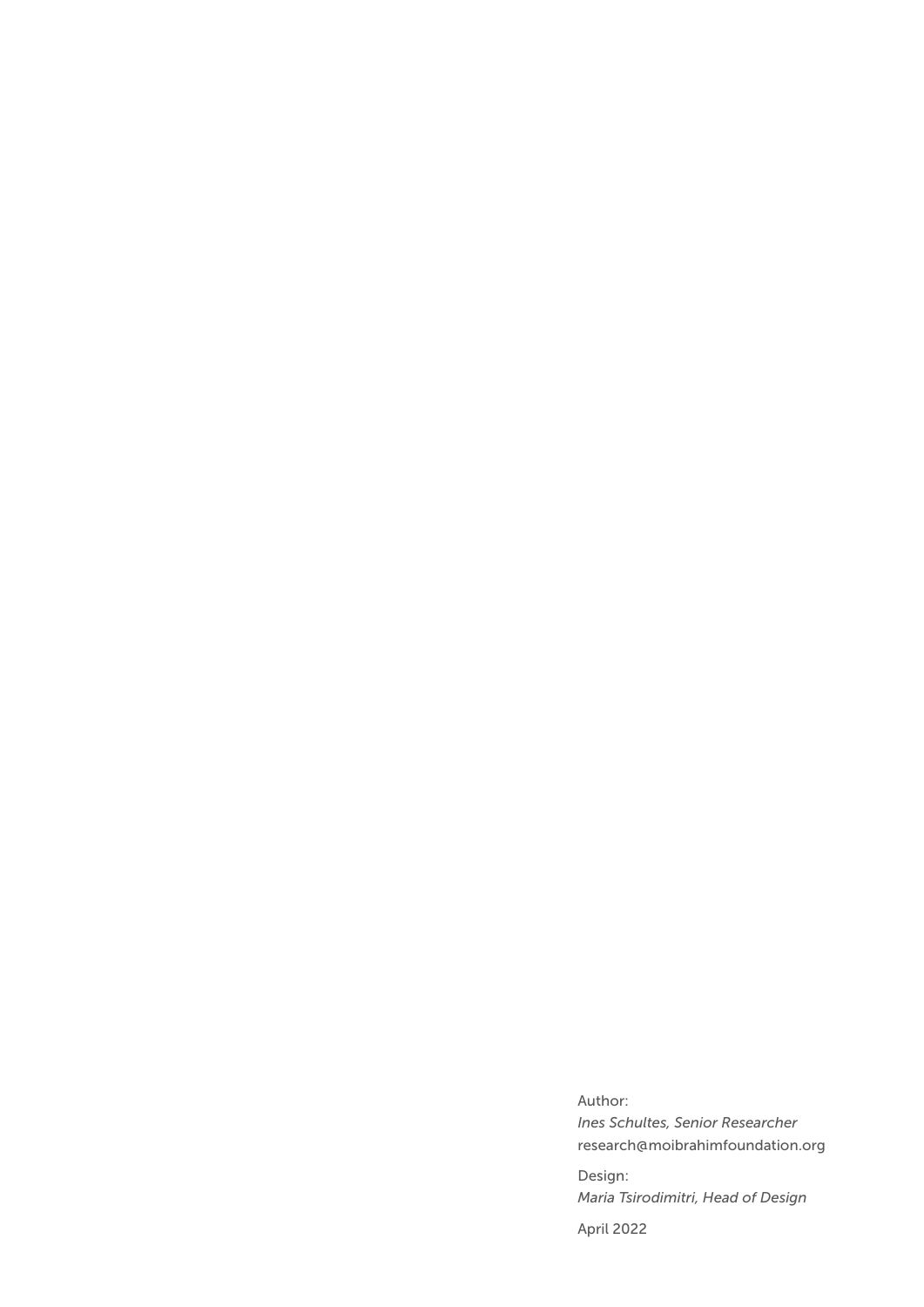Author:
*Ines Schultes, Senior Researcher*
research@moibrahimfoundation.org

Design:
*Maria Tsirodimitri, Head of Design*

April 2022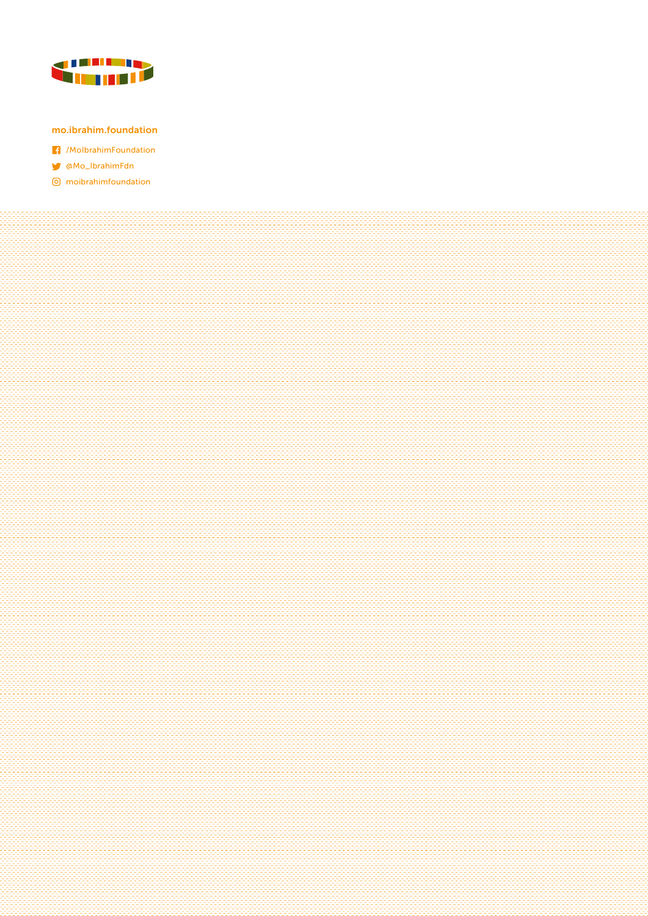mo.ibrahim.foundation

/MoIbrahimFoundation

@Mo_IbrahimFdn

moibrahimfoundation